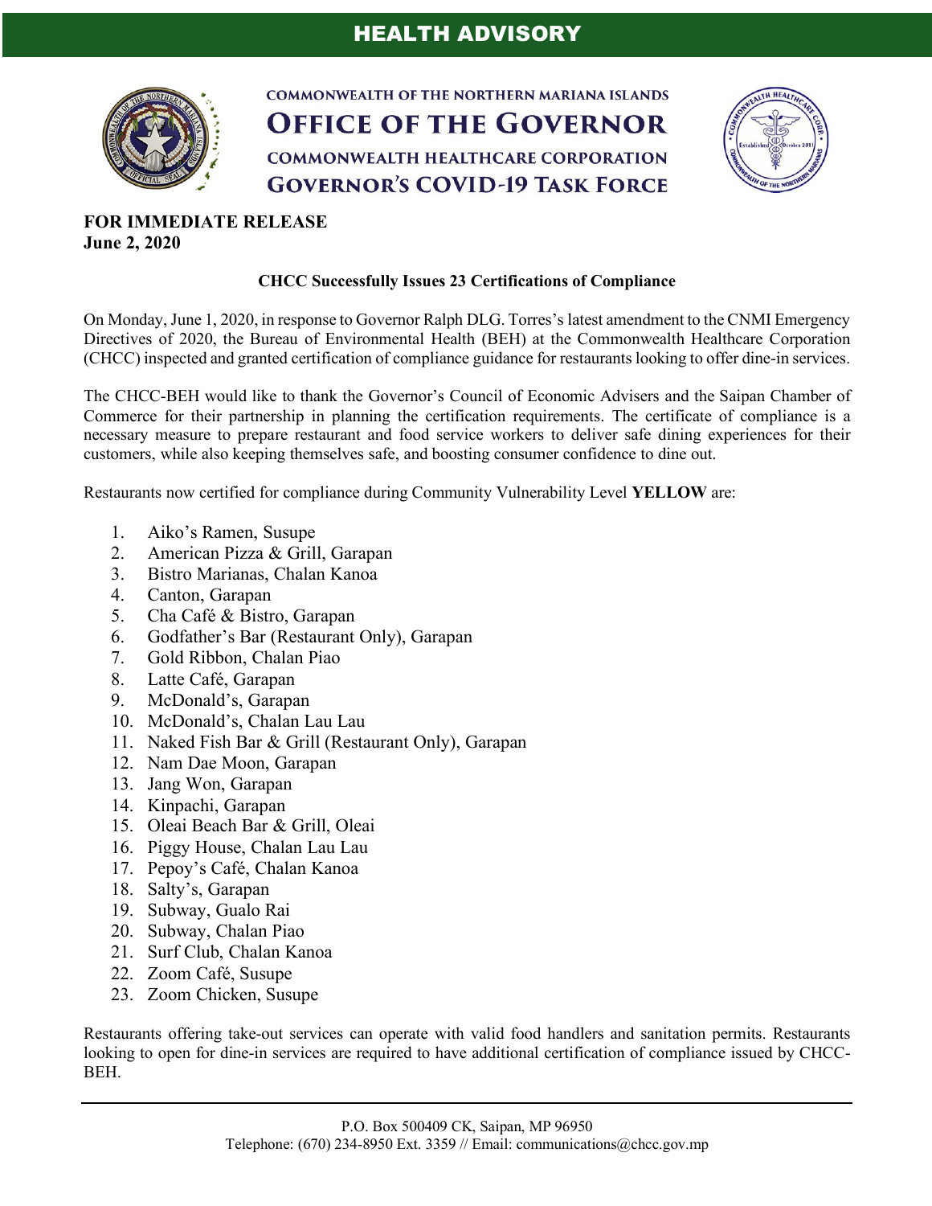# HEALTH ADVISORY

COMMONWEALTH OF THE NORTHERN MARIANA ISLANDS

**OFFICE OF THE GOVERNOR**

COMMONWEALTH HEALTHCARE CORPORATION

**GOVERNOR'S COVID-19 TASK FORCE**

**FOR IMMEDIATE RELEASE**
**June 2, 2020**

## CHCC Successfully Issues 23 Certifications of Compliance

On Monday, June 1, 2020, in response to Governor Ralph DLG. Torres's latest amendment to the CNMI Emergency Directives of 2020, the Bureau of Environmental Health (BEH) at the Commonwealth Healthcare Corporation (CHCC) inspected and granted certification of compliance guidance for restaurants looking to offer dine-in services.

The CHCC-BEH would like to thank the Governor's Council of Economic Advisers and the Saipan Chamber of Commerce for their partnership in planning the certification requirements. The certificate of compliance is a necessary measure to prepare restaurant and food service workers to deliver safe dining experiences for their customers, while also keeping themselves safe, and boosting consumer confidence to dine out.

Restaurants now certified for compliance during Community Vulnerability Level **YELLOW** are:

1. Aiko's Ramen, Susupe
2. American Pizza & Grill, Garapan
3. Bistro Marianas, Chalan Kanoa
4. Canton, Garapan
5. Cha Café & Bistro, Garapan
6. Godfather's Bar (Restaurant Only), Garapan
7. Gold Ribbon, Chalan Piao
8. Latte Café, Garapan
9. McDonald's, Garapan
10. McDonald's, Chalan Lau Lau
11. Naked Fish Bar & Grill (Restaurant Only), Garapan
12. Nam Dae Moon, Garapan
13. Jang Won, Garapan
14. Kinpachi, Garapan
15. Oleai Beach Bar & Grill, Oleai
16. Piggy House, Chalan Lau Lau
17. Pepoy's Café, Chalan Kanoa
18. Salty's, Garapan
19. Subway, Gualo Rai
20. Subway, Chalan Piao
21. Surf Club, Chalan Kanoa
22. Zoom Café, Susupe
23. Zoom Chicken, Susupe

Restaurants offering take-out services can operate with valid food handlers and sanitation permits. Restaurants looking to open for dine-in services are required to have additional certification of compliance issued by CHCC-BEH.

P.O. Box 500409 CK, Saipan, MP 96950
Telephone: (670) 234-8950 Ext. 3359 // Email: communications@chcc.gov.mp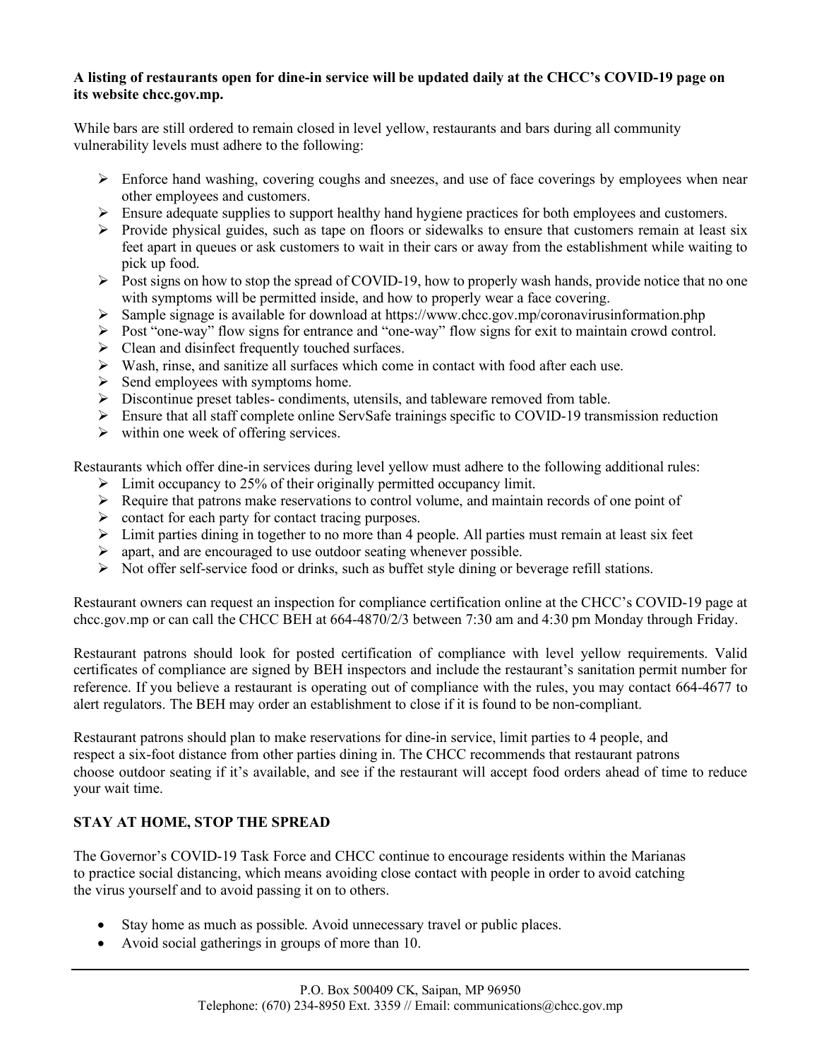**A listing of restaurants open for dine-in service will be updated daily at the CHCC's COVID-19 page on its website chcc.gov.mp.**

While bars are still ordered to remain closed in level yellow, restaurants and bars during all community vulnerability levels must adhere to the following:

- Enforce hand washing, covering coughs and sneezes, and use of face coverings by employees when near other employees and customers.
- Ensure adequate supplies to support healthy hand hygiene practices for both employees and customers.
- Provide physical guides, such as tape on floors or sidewalks to ensure that customers remain at least six feet apart in queues or ask customers to wait in their cars or away from the establishment while waiting to pick up food.
- Post signs on how to stop the spread of COVID-19, how to properly wash hands, provide notice that no one with symptoms will be permitted inside, and how to properly wear a face covering.
- Sample signage is available for download at https://www.chcc.gov.mp/coronavirusinformation.php
- Post "one-way" flow signs for entrance and "one-way" flow signs for exit to maintain crowd control.
- Clean and disinfect frequently touched surfaces.
- Wash, rinse, and sanitize all surfaces which come in contact with food after each use.
- Send employees with symptoms home.
- Discontinue preset tables- condiments, utensils, and tableware removed from table.
- Ensure that all staff complete online ServSafe trainings specific to COVID-19 transmission reduction
- within one week of offering services.

Restaurants which offer dine-in services during level yellow must adhere to the following additional rules:

- Limit occupancy to 25% of their originally permitted occupancy limit.
- Require that patrons make reservations to control volume, and maintain records of one point of
- contact for each party for contact tracing purposes.
- Limit parties dining in together to no more than 4 people. All parties must remain at least six feet
- apart, and are encouraged to use outdoor seating whenever possible.
- Not offer self-service food or drinks, such as buffet style dining or beverage refill stations.

Restaurant owners can request an inspection for compliance certification online at the CHCC's COVID-19 page at chcc.gov.mp or can call the CHCC BEH at 664-4870/2/3 between 7:30 am and 4:30 pm Monday through Friday.

Restaurant patrons should look for posted certification of compliance with level yellow requirements. Valid certificates of compliance are signed by BEH inspectors and include the restaurant's sanitation permit number for reference. If you believe a restaurant is operating out of compliance with the rules, you may contact 664-4677 to alert regulators. The BEH may order an establishment to close if it is found to be non-compliant.

Restaurant patrons should plan to make reservations for dine-in service, limit parties to 4 people, and respect a six-foot distance from other parties dining in. The CHCC recommends that restaurant patrons choose outdoor seating if it's available, and see if the restaurant will accept food orders ahead of time to reduce your wait time.

## STAY AT HOME, STOP THE SPREAD

The Governor's COVID-19 Task Force and CHCC continue to encourage residents within the Marianas to practice social distancing, which means avoiding close contact with people in order to avoid catching the virus yourself and to avoid passing it on to others.

- Stay home as much as possible. Avoid unnecessary travel or public places.
- Avoid social gatherings in groups of more than 10.

P.O. Box 500409 CK, Saipan, MP 96950
Telephone: (670) 234-8950 Ext. 3359 // Email: communications@chcc.gov.mp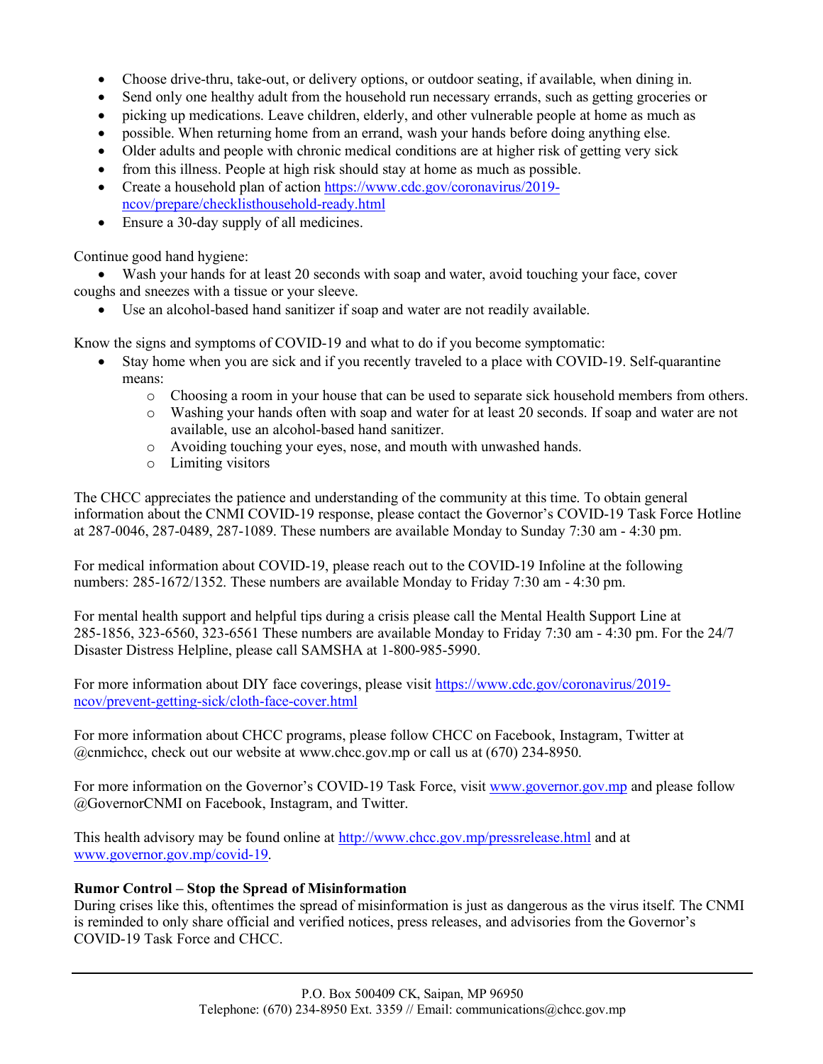- Choose drive-thru, take-out, or delivery options, or outdoor seating, if available, when dining in.
- Send only one healthy adult from the household run necessary errands, such as getting groceries or
- picking up medications. Leave children, elderly, and other vulnerable people at home as much as
- possible. When returning home from an errand, wash your hands before doing anything else.
- Older adults and people with chronic medical conditions are at higher risk of getting very sick
- from this illness. People at high risk should stay at home as much as possible.
- Create a household plan of action https://www.cdc.gov/coronavirus/2019-ncov/prepare/checklisthousehold-ready.html
- Ensure a 30-day supply of all medicines.

Continue good hand hygiene:

- Wash your hands for at least 20 seconds with soap and water, avoid touching your face, cover coughs and sneezes with a tissue or your sleeve.
- Use an alcohol-based hand sanitizer if soap and water are not readily available.

Know the signs and symptoms of COVID-19 and what to do if you become symptomatic:

- Stay home when you are sick and if you recently traveled to a place with COVID-19. Self-quarantine means:
    - Choosing a room in your house that can be used to separate sick household members from others.
    - Washing your hands often with soap and water for at least 20 seconds. If soap and water are not available, use an alcohol-based hand sanitizer.
    - Avoiding touching your eyes, nose, and mouth with unwashed hands.
    - Limiting visitors

The CHCC appreciates the patience and understanding of the community at this time. To obtain general information about the CNMI COVID-19 response, please contact the Governor's COVID-19 Task Force Hotline at 287-0046, 287-0489, 287-1089. These numbers are available Monday to Sunday 7:30 am - 4:30 pm.

For medical information about COVID-19, please reach out to the COVID-19 Infoline at the following numbers: 285-1672/1352. These numbers are available Monday to Friday 7:30 am - 4:30 pm.

For mental health support and helpful tips during a crisis please call the Mental Health Support Line at 285-1856, 323-6560, 323-6561 These numbers are available Monday to Friday 7:30 am - 4:30 pm. For the 24/7 Disaster Distress Helpline, please call SAMSHA at 1-800-985-5990.

For more information about DIY face coverings, please visit https://www.cdc.gov/coronavirus/2019-ncov/prevent-getting-sick/cloth-face-cover.html

For more information about CHCC programs, please follow CHCC on Facebook, Instagram, Twitter at @cnmichcc, check out our website at www.chcc.gov.mp or call us at (670) 234-8950.

For more information on the Governor's COVID-19 Task Force, visit www.governor.gov.mp and please follow @GovernorCNMI on Facebook, Instagram, and Twitter.

This health advisory may be found online at http://www.chcc.gov.mp/pressrelease.html and at www.governor.gov.mp/covid-19.

**Rumor Control – Stop the Spread of Misinformation**

During crises like this, oftentimes the spread of misinformation is just as dangerous as the virus itself. The CNMI is reminded to only share official and verified notices, press releases, and advisories from the Governor's COVID-19 Task Force and CHCC.

P.O. Box 500409 CK, Saipan, MP 96950
Telephone: (670) 234-8950 Ext. 3359 // Email: communications@chcc.gov.mp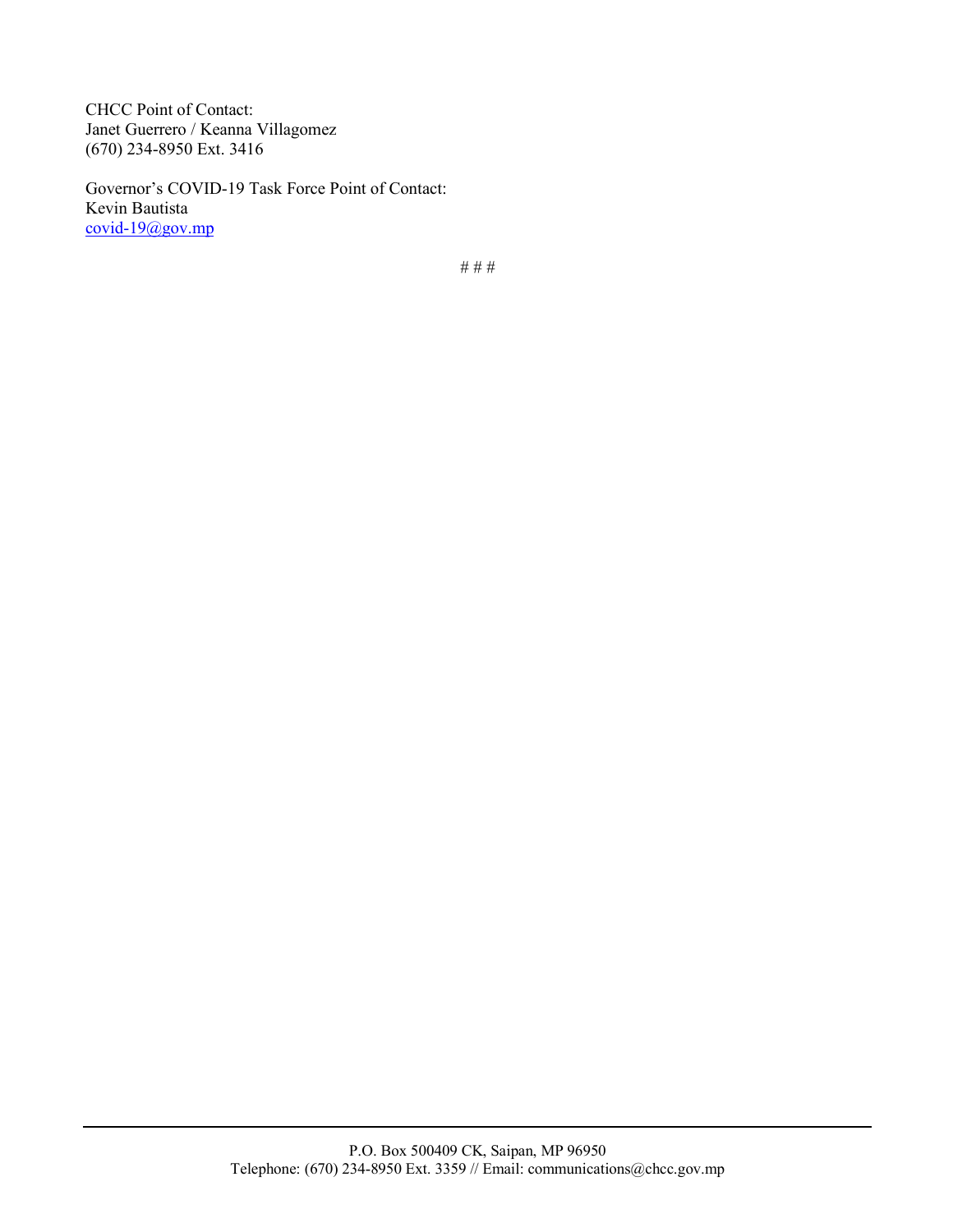CHCC Point of Contact:
Janet Guerrero / Keanna Villagomez
(670) 234-8950 Ext. 3416

Governor's COVID-19 Task Force Point of Contact:
Kevin Bautista
covid-19@gov.mp

# # #